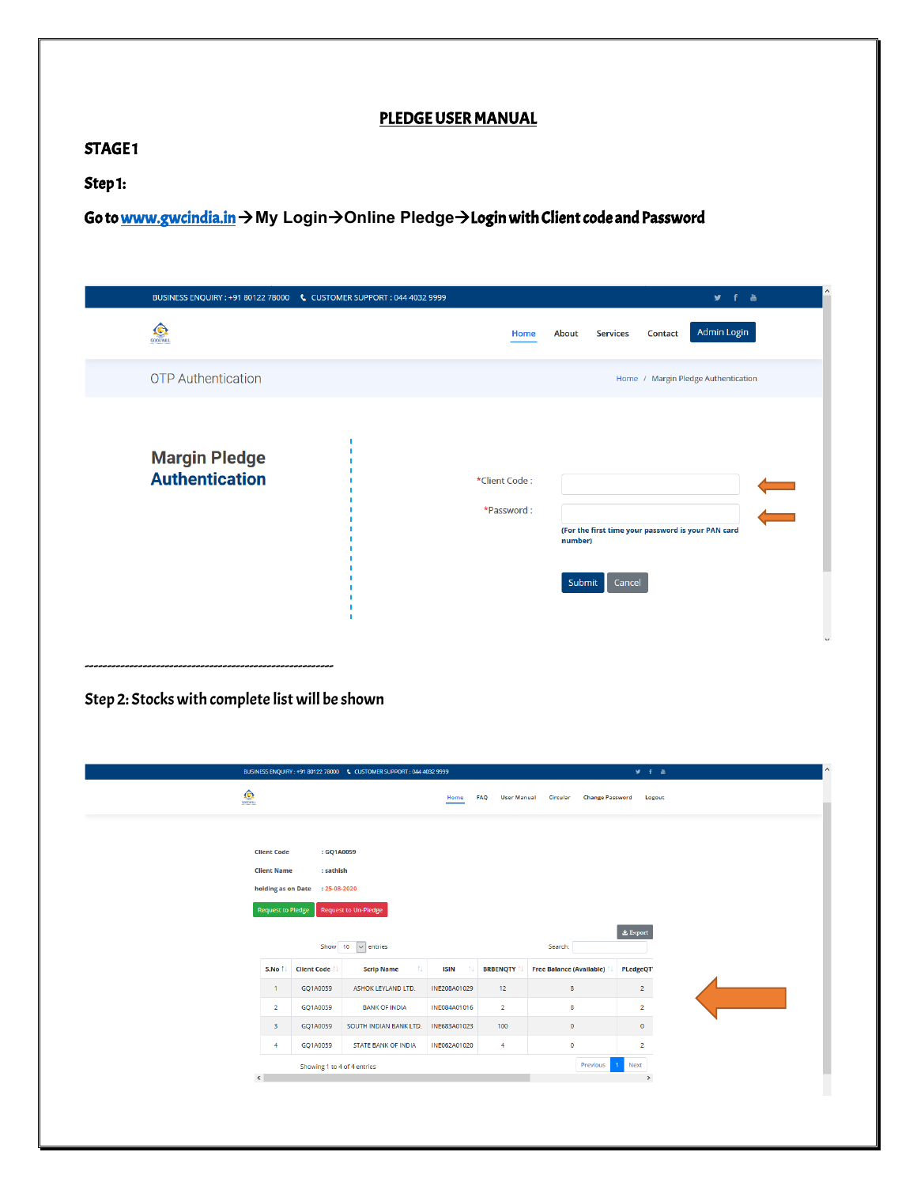# PLEDGE USER MANUAL

## STAGE 1

### Step 1:

**Go to www.gwcindia.in → My Login → Online Pledge → Login with Client code and Password**

BUSINESS ENQUIRY : +91 80122 78000 CUSTOMER SUPPORT : 044 4032 9999

Home About Services Contact Admin Login

OTP Authentication

Home / Margin Pledge Authentication

**Margin Pledge Authentication**

*Client Code :

*Password :

(For the first time your password is your PAN card number)

Submit Cancel

---

### Step 2: Stocks with complete list will be shown

BUSINESS ENQUIRY : +91 80122 78000 CUSTOMER SUPPORT : 044 4032 9999

Home FAQ User Manual Circular Change Password Logout

Client Code : GQ1A0059

Client Name : sathish

holding as on Date : 25-08-2020

Request to Pledge | Request to Un-Pledge

Export

Show 10 entries Search:

| S.No | Client Code | Scrip Name | ISIN | BRBENQTY | Free Balance (Available) | PLedgeQT |
|---|---|---|---|---|---|---|
| 1 | GQ1A0059 | ASHOK LEYLAND LTD. | INE208A01029 | 12 | 8 | 2 |
| 2 | GQ1A0059 | BANK OF INDIA | INE084A01016 | 2 | 8 | 2 |
| 3 | GQ1A0059 | SOUTH INDIAN BANK LTD. | INE683A01023 | 100 | 0 | 0 |
| 4 | GQ1A0059 | STATE BANK OF INDIA | INE062A01020 | 4 | 0 | 2 |

Showing 1 to 4 of 4 entries Previous 1 Next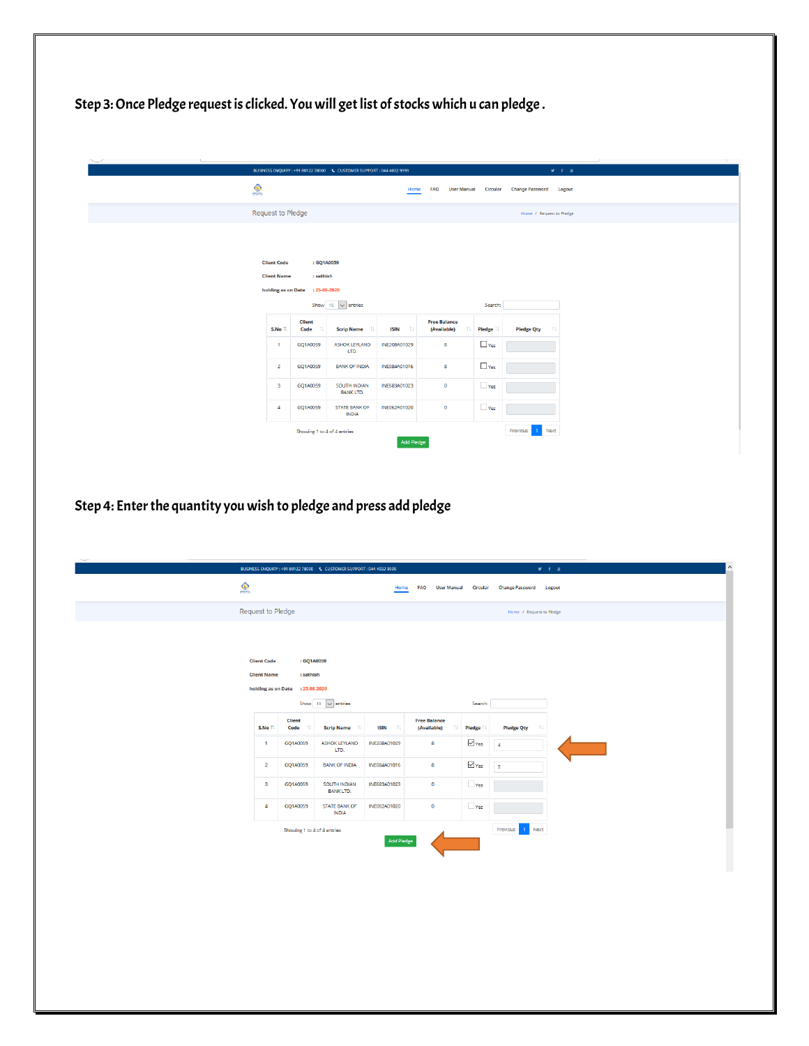## Step 3: Once Pledge request is clicked. You will get list of stocks which u can pledge .

BUSINESS ENQUIRY : +91 80122 78000 CUSTOMER SUPPORT : 044 4032 9999

Home FAQ User Manual Circular Change Password Logout

Request to Pledge

Home / Request to Pledge

Client Code : GQ1A0059

Client Name : sathish

holding as on Date : 25-08-2020

Show 10 entries Search:

| S.No | Client Code | Scrip Name | ISIN | Free Balance (Available) | Pledge | Pledge Qty |
|---|---|---|---|---|---|---|
| 1 | GQ1A0059 | ASHOK LEYLAND LTD. | INE208A01029 | 8 | Yes | |
| 2 | GQ1A0059 | BANK OF INDIA | INE084A01016 | 8 | Yes | |
| 3 | GQ1A0059 | SOUTH INDIAN BANK LTD. | INE683A01023 | 0 | Yes | |
| 4 | GQ1A0059 | STATE BANK OF INDIA | INE062A01020 | 0 | Yes | |

Showing 1 to 4 of 4 entries

Previous 1 Next

Add Pledge

## Step 4: Enter the quantity you wish to pledge and press add pledge

BUSINESS ENQUIRY : +91 80122 78000 CUSTOMER SUPPORT : 044 4032 9999

Home FAQ User Manual Circular Change Password Logout

Request to Pledge

Home / Request to Pledge

Client Code : GQ1A0059

Client Name : sathish

holding as on Date : 25-08-2020

Show 10 entries Search:

| S.No | Client Code | Scrip Name | ISIN | Free Balance (Available) | Pledge | Pledge Qty |
|---|---|---|---|---|---|---|
| 1 | GQ1A0059 | ASHOK LEYLAND LTD. | INE208A01029 | 8 | ☑ Yes | 4 |
| 2 | GQ1A0059 | BANK OF INDIA | INE084A01016 | 8 | ☑ Yes | 2 |
| 3 | GQ1A0059 | SOUTH INDIAN BANK LTD. | INE683A01023 | 0 | Yes | |
| 4 | GQ1A0059 | STATE BANK OF INDIA | INE062A01020 | 0 | Yes | |

Showing 1 to 4 of 4 entries

Previous 1 Next

Add Pledge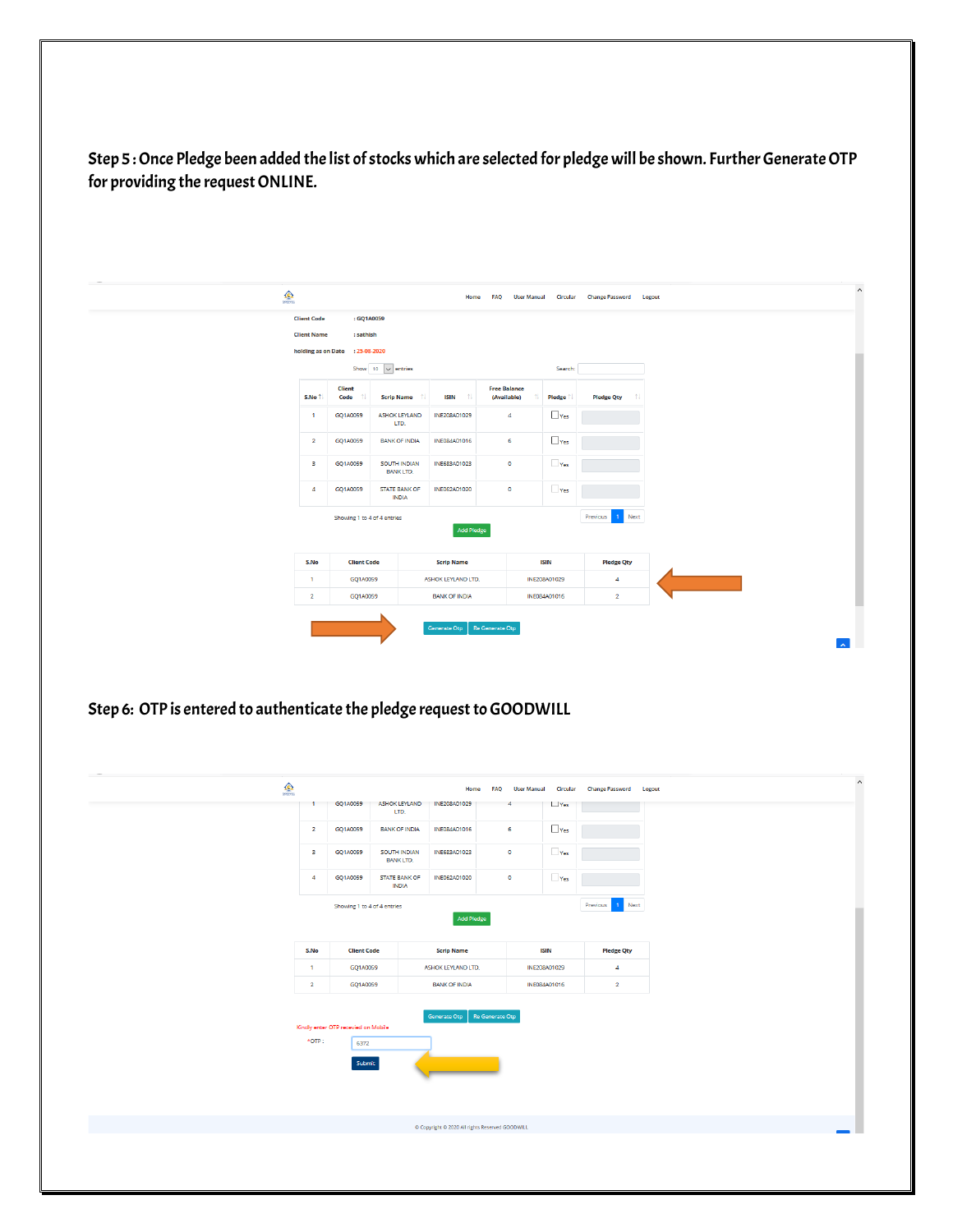**Step 5 : Once Pledge been added the list of stocks which are selected for pledge will be shown. Further Generate OTP for providing the request ONLINE.**

Home FAQ User Manual Circular Change Password Logout

Client Code : GQ1A0059

Client Name : sathish

holding as on Date : 23-08-2020

Show 10 entries Search:

| S.No | Client Code | Scrip Name | ISIN | Free Balance (Available) | Pledge | Pledge Qty |
|---|---|---|---|---|---|---|
| 1 | GQ1A0059 | ASHOK LEYLAND LTD. | INE208A01029 | 4 | Yes | |
| 2 | GQ1A0059 | BANK OF INDIA | INE084A01016 | 6 | Yes | |
| 3 | GQ1A0059 | SOUTH INDIAN BANK LTD. | INE683A01023 | 0 | Yes | |
| 4 | GQ1A0059 | STATE BANK OF INDIA | INE062A01020 | 0 | Yes | |

Showing 1 to 4 of 4 entries Previous 1 Next

Add Pledge

| S.No | Client Code | Scrip Name | ISIN | Pledge Qty |
|---|---|---|---|---|
| 1 | GQ1A0059 | ASHOK LEYLAND LTD. | INE208A01029 | 4 |
| 2 | GQ1A0059 | BANK OF INDIA | INE084A01016 | 2 |

Generate Otp Re Generate Otp

**Step 6: OTP is entered to authenticate the pledge request to GOODWILL**

Home FAQ User Manual Circular Change Password Logout

| S.No | Client Code | Scrip Name | ISIN | Free Balance (Available) | Pledge | Pledge Qty |
|---|---|---|---|---|---|---|
| 1 | GQ1A0059 | ASHOK LEYLAND LTD. | INE208A01029 | 4 | Yes | |
| 2 | GQ1A0059 | BANK OF INDIA | INE084A01016 | 6 | Yes | |
| 3 | GQ1A0059 | SOUTH INDIAN BANK LTD. | INE683A01023 | 0 | Yes | |
| 4 | GQ1A0059 | STATE BANK OF INDIA | INE062A01020 | 0 | Yes | |

Showing 1 to 4 of 4 entries Previous 1 Next

Add Pledge

| S.No | Client Code | Scrip Name | ISIN | Pledge Qty |
|---|---|---|---|---|
| 1 | GQ1A0059 | ASHOK LEYLAND LTD. | INE208A01029 | 4 |
| 2 | GQ1A0059 | BANK OF INDIA | INE084A01016 | 2 |

Generate Otp Re Generate Otp

Kindly enter OTP received on Mobile

*OTP : 6372

Submit

© Copyright © 2020 All rights Reserved GOODWILL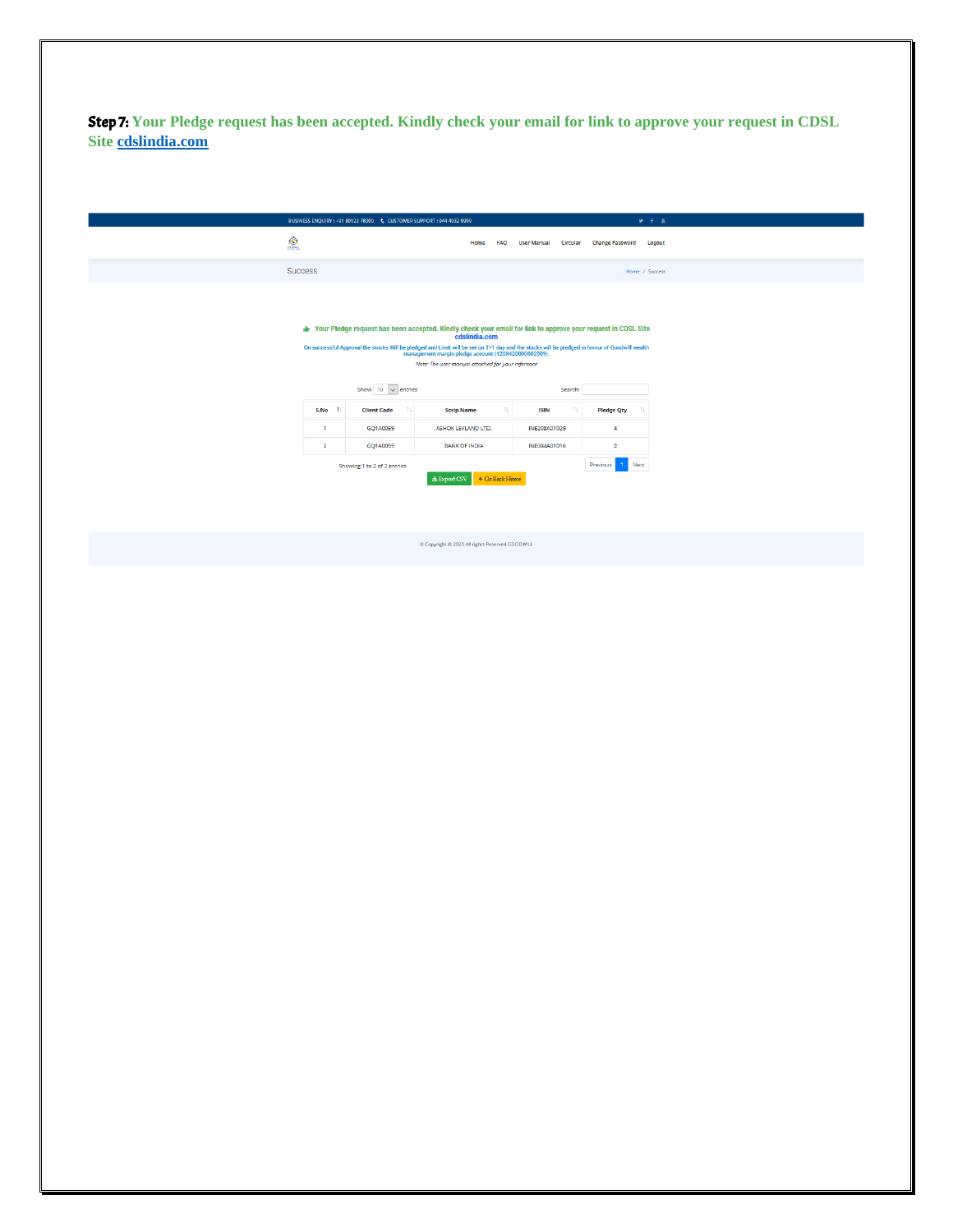**Step 7:** **Your Pledge request has been accepted. Kindly check your email for link to approve your request in CDSL Site [cdslindia.com](cdslindia.com)**

BUSINESS ENQUIRY : +91 80122 78000 CUSTOMER SUPPORT : 044 4032 9999

Home FAQ User Manual Circular Change Password Logout

Success

Home / Success

Your Pledge request has been accepted. Kindly check your email for link to approve your request in CDSL Site cdslindia.com

On successful Approval the stocks Will be pledged and Limit will be set on T+1 day and the stocks will be pledged in favour of Goodwill wealth management margin pledge account (1208420000602509).

*Note: The user manual attached for your reference*

Show 10 entries Search:

| S.No | Client Code | Scrip Name | ISIN | Pledge Qty |
|---|---|---|---|---|
| 1 | GQ1A0059 | ASHOK LEYLAND LTD. | INE208A01029 | 4 |
| 2 | GQ1A0059 | BANK OF INDIA | INE084A01016 | 2 |

Showing 1 to 2 of 2 entries

Previous 1 Next

Export CSV Go Back Home

© Copyright © 2020 All rights Reserved GOODWILL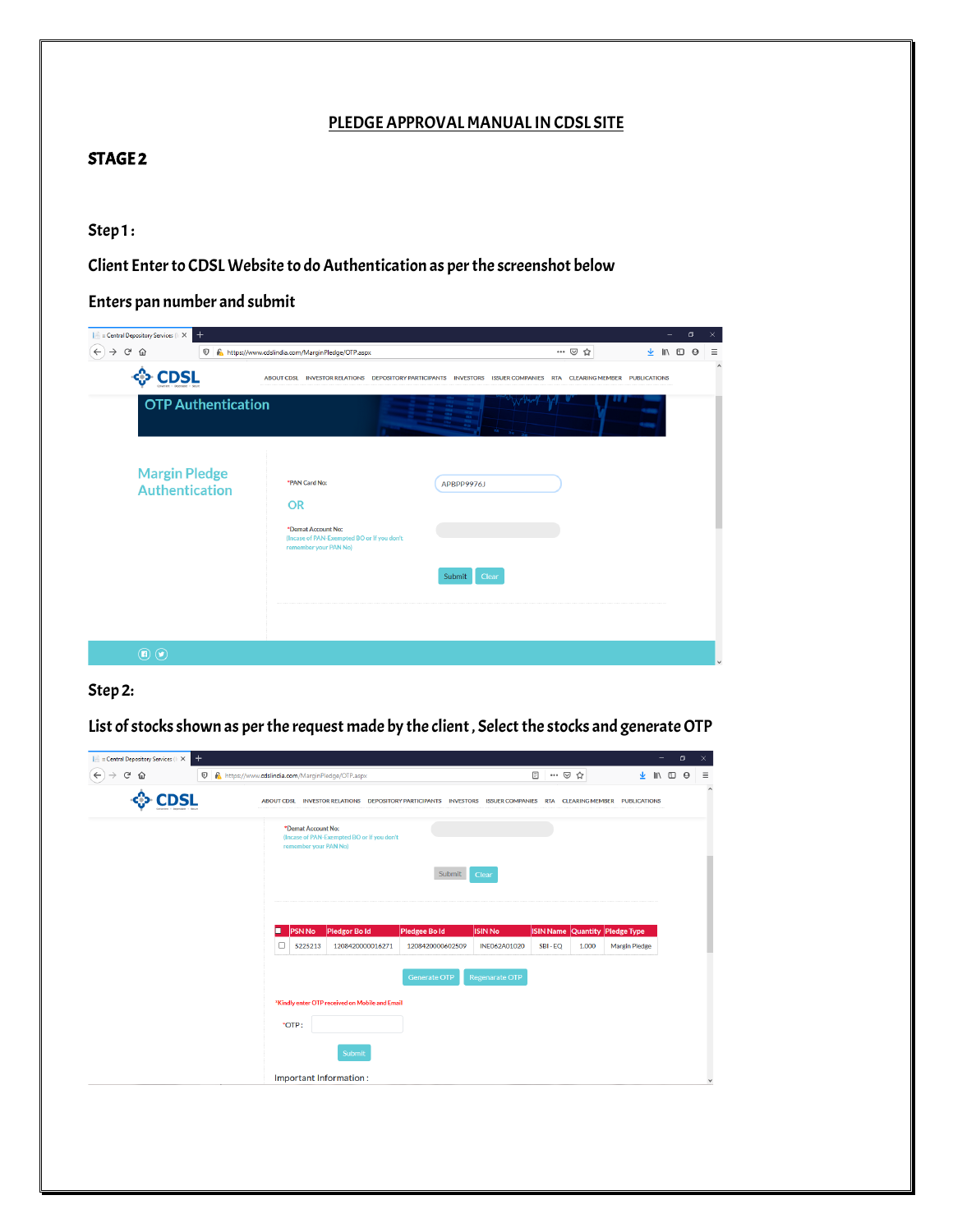# PLEDGE APPROVAL MANUAL IN CDSL SITE

## STAGE 2

### Step 1 :

**Client Enter to CDSL Website to do Authentication as per the screenshot below**

**Enters pan number and submit**

### Step 2:

**List of stocks shown as per the request made by the client , Select the stocks and generate OTP**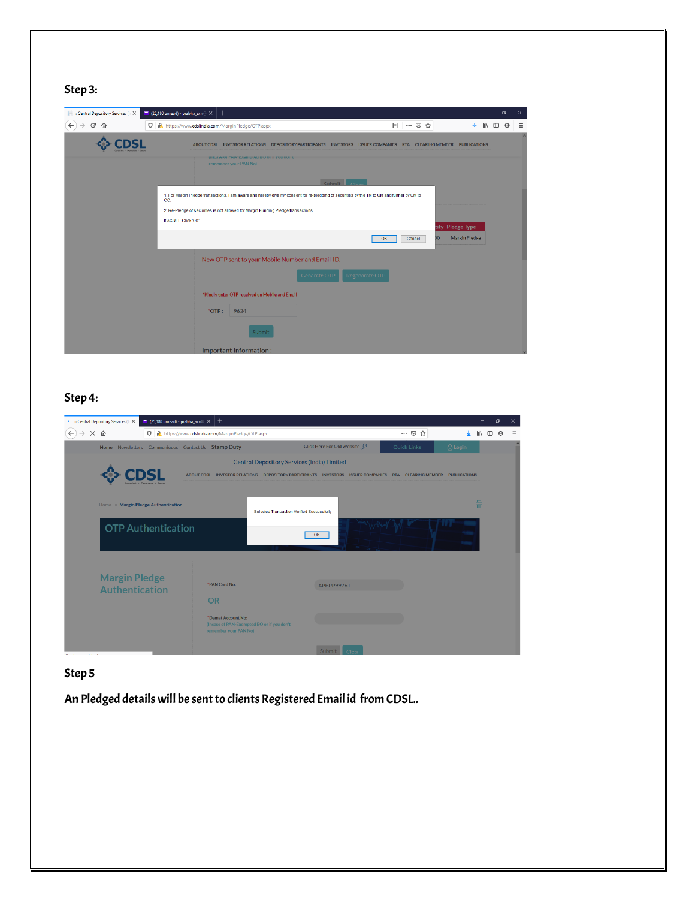**Step 3:**

**Step 4:**

**Step 5**

**An Pledged details will be sent to clients Registered Email id from CDSL.**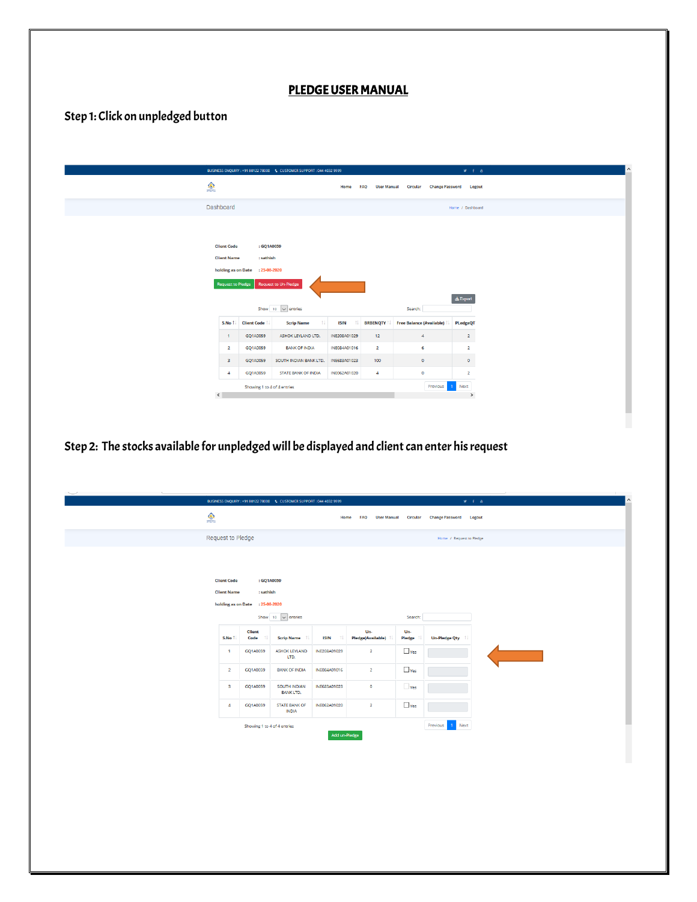# PLEDGE USER MANUAL

## Step 1: Click on unpledged button

BUSINESS ENQUIRY : +91 80122 78000 CUSTOMER SUPPORT : 044 4032 9999

Home FAQ User Manual Circular Change Password Logout

Dashboard

Home / Dashboard

Client Code : GQ1A0059

Client Name : sathish

holding as on Date : 25-08-2020

Request to Pledge | Request to Un-Pledge

Export

Show 10 entries Search:

| S.No | Client Code | Scrip Name | ISIN | BRBENQTY | Free Balance (Available) | PLedgeQT |
|---|---|---|---|---|---|---|
| 1 | GQ1A0059 | ASHOK LEYLAND LTD. | INE208A01029 | 12 | 4 | 2 |
| 2 | GQ1A0059 | BANK OF INDIA | INE084A01016 | 2 | 6 | 2 |
| 3 | GQ1A0059 | SOUTH INDIAN BANK LTD. | INE683A01023 | 100 | 0 | 0 |
| 4 | GQ1A0059 | STATE BANK OF INDIA | INE062A01020 | 4 | 0 | 2 |

Showing 1 to 4 of 4 entries

Previous 1 Next

## Step 2: The stocks available for unpledged will be displayed and client can enter his request

BUSINESS ENQUIRY : +91 80122 78000 CUSTOMER SUPPORT : 044 4032 9999

Home FAQ User Manual Circular Change Password Logout

Request to Pledge

Home / Request to Pledge

Client Code : GQ1A0059

Client Name : sathish

holding as on Date : 25-08-2020

Show 10 entries Search:

| S.No | Client Code | Scrip Name | ISIN | Un-Pledge(Available) | Un-Pledge | Un-Pledge Qty |
|---|---|---|---|---|---|---|
| 1 | GQ1A0059 | ASHOK LEYLAND LTD. | INE208A01029 | 2 | Yes | |
| 2 | GQ1A0059 | BANK OF INDIA | INE084A01016 | 2 | Yes | |
| 3 | GQ1A0059 | SOUTH INDIAN BANK LTD. | INE683A01023 | 0 | Yes | |
| 4 | GQ1A0059 | STATE BANK OF INDIA | INE062A01020 | 2 | Yes | |

Showing 1 to 4 of 4 entries

Previous 1 Next

Add un-Pledge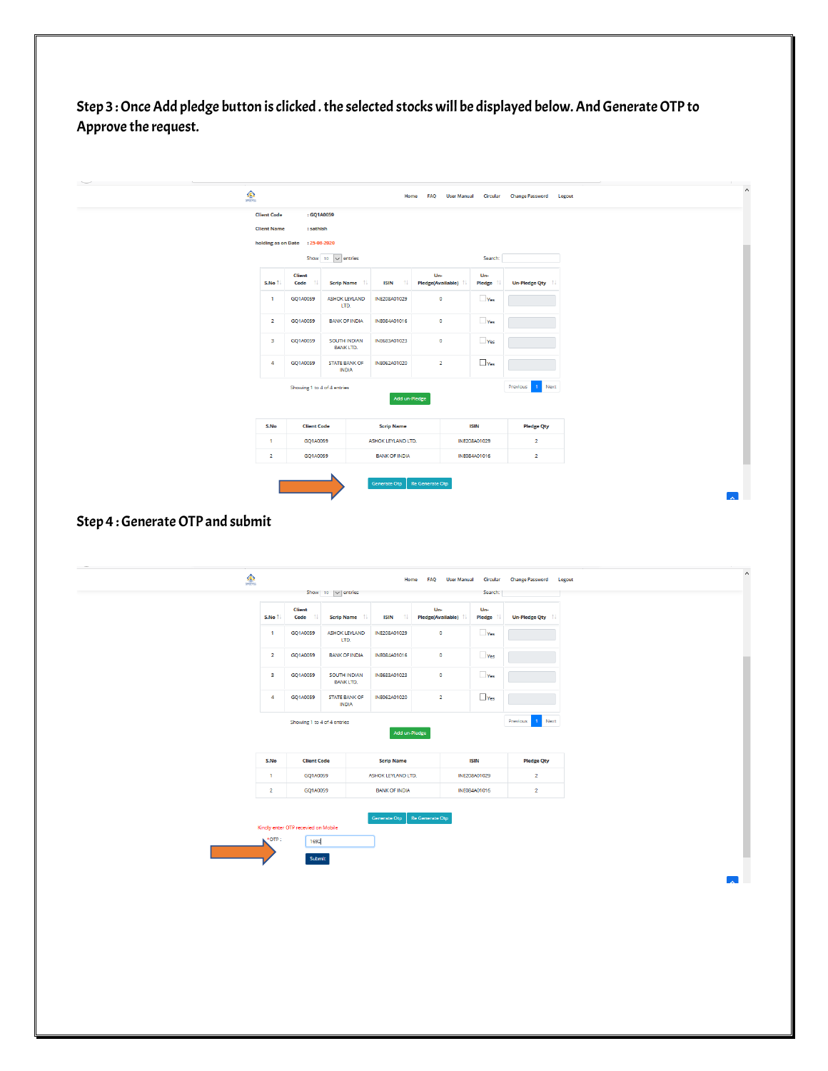**Step 3 : Once Add pledge button is clicked . the selected stocks will be displayed below. And Generate OTP to Approve the request.**

Home FAQ User Manual Circular Change Password Logout

Client Code : GQ1A0059

Client Name : sathish

holding as on Date : 25-08-2020

Show 10 entries Search:

| S.No | Client Code | Scrip Name | ISIN | Un-Pledge(Available) | Un-Pledge | Un-Pledge Qty |
|---|---|---|---|---|---|---|
| 1 | GQ1A0059 | ASHOK LEYLAND LTD. | INE208A01029 | 0 | Yes | |
| 2 | GQ1A0059 | BANK OF INDIA | INE084A01016 | 0 | Yes | |
| 3 | GQ1A0059 | SOUTH INDIAN BANK LTD. | INE683A01023 | 0 | Yes | |
| 4 | GQ1A0059 | STATE BANK OF INDIA | INE062A01020 | 2 | Yes | |

Showing 1 to 4 of 4 entries Previous 1 Next

Add un-Pledge

| S.No | Client Code | Scrip Name | ISIN | Pledge Qty |
|---|---|---|---|---|
| 1 | GQ1A0059 | ASHOK LEYLAND LTD. | INE208A01029 | 2 |
| 2 | GQ1A0059 | BANK OF INDIA | INE084A01016 | 2 |

Generate Otp Re Generate Otp

**Step 4 : Generate OTP and submit**

Home FAQ User Manual Circular Change Password Logout

Show 10 entries Search:

| S.No | Client Code | Scrip Name | ISIN | Un-Pledge(Available) | Un-Pledge | Un-Pledge Qty |
|---|---|---|---|---|---|---|
| 1 | GQ1A0059 | ASHOK LEYLAND LTD. | INE208A01029 | 0 | Yes | |
| 2 | GQ1A0059 | BANK OF INDIA | INE083A01016 | 0 | Yes | |
| 3 | GQ1A0059 | SOUTH INDIAN BANK LTD. | INE683A01023 | 0 | Yes | |
| 4 | GQ1A0059 | STATE BANK OF INDIA | INE062A01020 | 2 | Yes | |

Showing 1 to 4 of 4 entries Previous 1 Next

Add un-Pledge

| S.No | Client Code | Scrip Name | ISIN | Pledge Qty |
|---|---|---|---|---|
| 1 | GQ1A0059 | ASHOK LEYLAND LTD. | INE208A01029 | 2 |
| 2 | GQ1A0059 | BANK OF INDIA | INE084A01016 | 2 |

Generate Otp Re Generate Otp

Kindly enter OTP received on Mobile

*OTP : 1692

Submit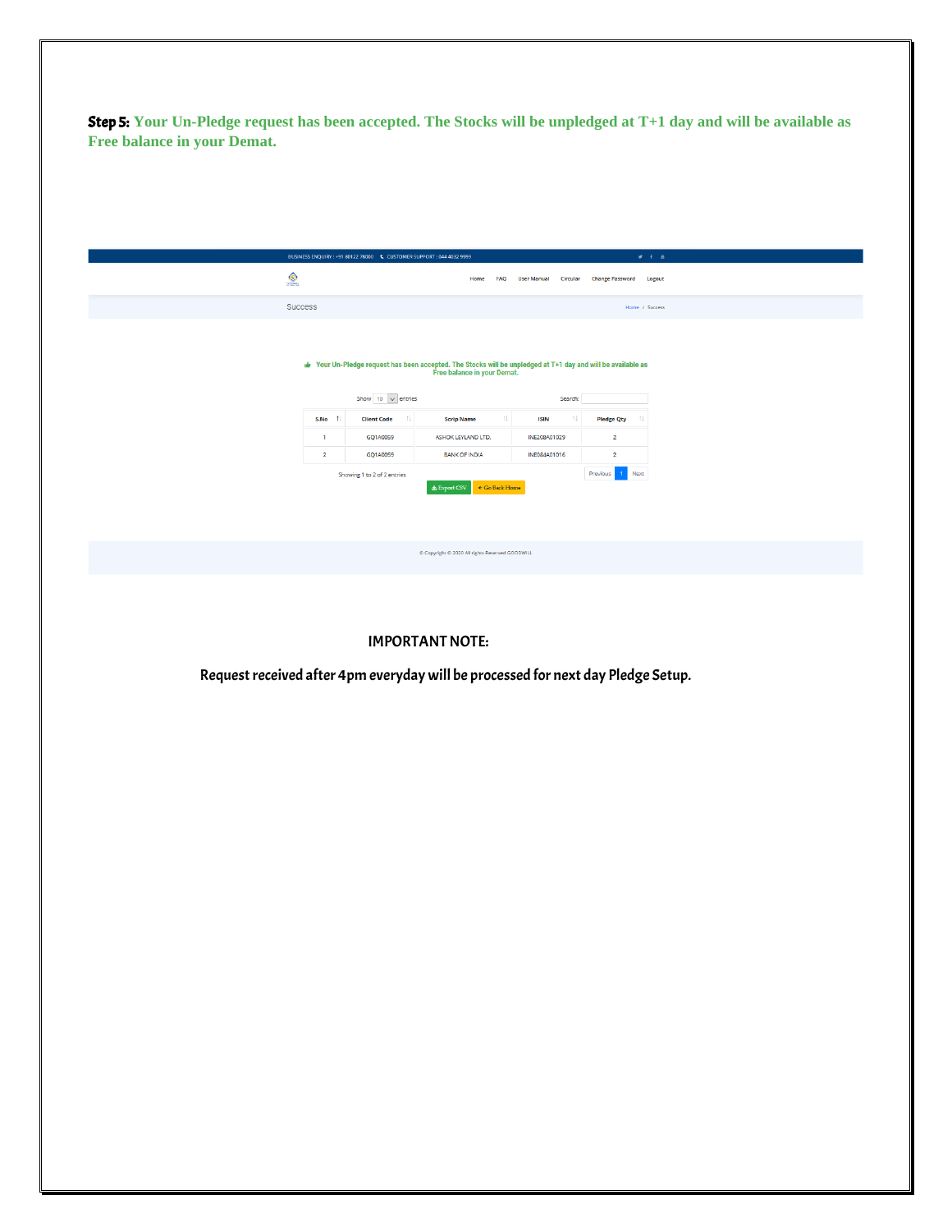**Step 5:** **Your Un-Pledge request has been accepted. The Stocks will be unpledged at T+1 day and will be available as Free balance in your Demat.**

BUSINESS ENQUIRY : +91 88122 78000 CUSTOMER SUPPORT : 044 4032 9999

Home FAQ User Manual Circular Change Password Logout

Success

Home / Success

Your Un-Pledge request has been accepted. The Stocks will be unpledged at T+1 day and will be available as Free balance in your Demat.

Show 10 entries

Search:

| S.No | Client Code | Scrip Name | ISIN | Pledge Qty |
|---|---|---|---|---|
| 1 | GQ1A0059 | ASHOK LEYLAND LTD. | INE208A01029 | 2 |
| 2 | GQ1A0059 | BANK OF INDIA | INE084A01016 | 2 |

Showing 1 to 2 of 2 entries

Previous 1 Next

Export CSV | Go Back Home

© Copyright © 2020 All rights Reserved GOODWILL

**IMPORTANT NOTE:**

**Request received after 4pm everyday will be processed for next day Pledge Setup.**